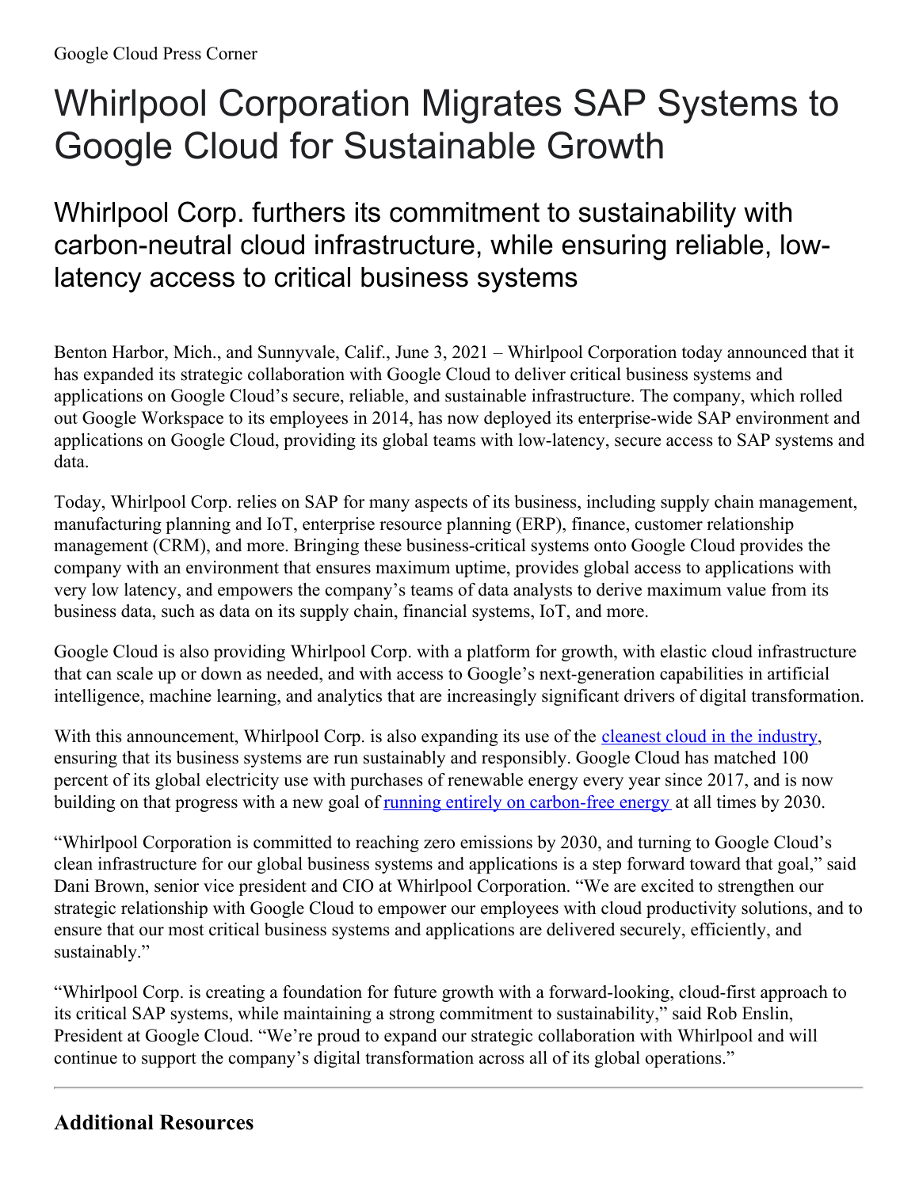Google Cloud Press Corner

# Whirlpool Corporation Migrates SAP Systems to Google Cloud for Sustainable Growth

## Whirlpool Corp. furthers its commitment to sustainability with carbon-neutral cloud infrastructure, while ensuring reliable, low-latency access to critical business systems

Benton Harbor, Mich., and Sunnyvale, Calif., June 3, 2021 – Whirlpool Corporation today announced that it has expanded its strategic collaboration with Google Cloud to deliver critical business systems and applications on Google Cloud's secure, reliable, and sustainable infrastructure. The company, which rolled out Google Workspace to its employees in 2014, has now deployed its enterprise-wide SAP environment and applications on Google Cloud, providing its global teams with low-latency, secure access to SAP systems and data.

Today, Whirlpool Corp. relies on SAP for many aspects of its business, including supply chain management, manufacturing planning and IoT, enterprise resource planning (ERP), finance, customer relationship management (CRM), and more. Bringing these business-critical systems onto Google Cloud provides the company with an environment that ensures maximum uptime, provides global access to applications with very low latency, and empowers the company's teams of data analysts to derive maximum value from its business data, such as data on its supply chain, financial systems, IoT, and more.

Google Cloud is also providing Whirlpool Corp. with a platform for growth, with elastic cloud infrastructure that can scale up or down as needed, and with access to Google's next-generation capabilities in artificial intelligence, machine learning, and analytics that are increasingly significant drivers of digital transformation.

With this announcement, Whirlpool Corp. is also expanding its use of the cleanest cloud in the industry, ensuring that its business systems are run sustainably and responsibly. Google Cloud has matched 100 percent of its global electricity use with purchases of renewable energy every year since 2017, and is now building on that progress with a new goal of running entirely on carbon-free energy at all times by 2030.

"Whirlpool Corporation is committed to reaching zero emissions by 2030, and turning to Google Cloud's clean infrastructure for our global business systems and applications is a step forward toward that goal," said Dani Brown, senior vice president and CIO at Whirlpool Corporation. "We are excited to strengthen our strategic relationship with Google Cloud to empower our employees with cloud productivity solutions, and to ensure that our most critical business systems and applications are delivered securely, efficiently, and sustainably."

"Whirlpool Corp. is creating a foundation for future growth with a forward-looking, cloud-first approach to its critical SAP systems, while maintaining a strong commitment to sustainability," said Rob Enslin, President at Google Cloud. "We're proud to expand our strategic collaboration with Whirlpool and will continue to support the company's digital transformation across all of its global operations."

---

### Additional Resources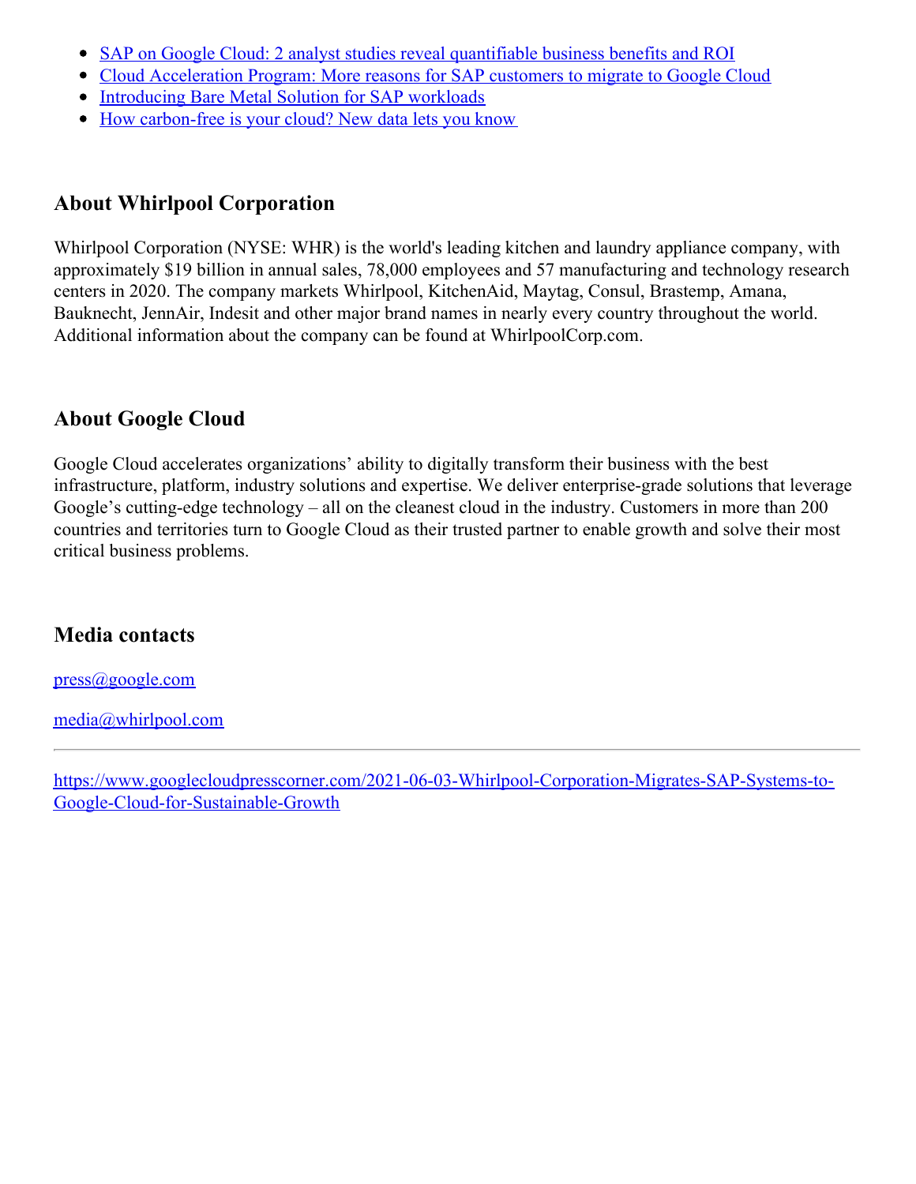- [SAP on Google Cloud: 2 analyst studies reveal quantifiable business benefits and ROI]()
- [Cloud Acceleration Program: More reasons for SAP customers to migrate to Google Cloud]()
- [Introducing Bare Metal Solution for SAP workloads]()
- [How carbon-free is your cloud? New data lets you know]()

## About Whirlpool Corporation

Whirlpool Corporation (NYSE: WHR) is the world's leading kitchen and laundry appliance company, with approximately $19 billion in annual sales, 78,000 employees and 57 manufacturing and technology research centers in 2020. The company markets Whirlpool, KitchenAid, Maytag, Consul, Brastemp, Amana, Bauknecht, JennAir, Indesit and other major brand names in nearly every country throughout the world. Additional information about the company can be found at WhirlpoolCorp.com.

## About Google Cloud

Google Cloud accelerates organizations' ability to digitally transform their business with the best infrastructure, platform, industry solutions and expertise. We deliver enterprise-grade solutions that leverage Google's cutting-edge technology – all on the cleanest cloud in the industry. Customers in more than 200 countries and territories turn to Google Cloud as their trusted partner to enable growth and solve their most critical business problems.

## Media contacts

[press@google.com](mailto:press@google.com)

[media@whirlpool.com](mailto:media@whirlpool.com)

---

[https://www.googlecloudpresscorner.com/2021-06-03-Whirlpool-Corporation-Migrates-SAP-Systems-to-Google-Cloud-for-Sustainable-Growth](https://www.googlecloudpresscorner.com/2021-06-03-Whirlpool-Corporation-Migrates-SAP-Systems-to-Google-Cloud-for-Sustainable-Growth)